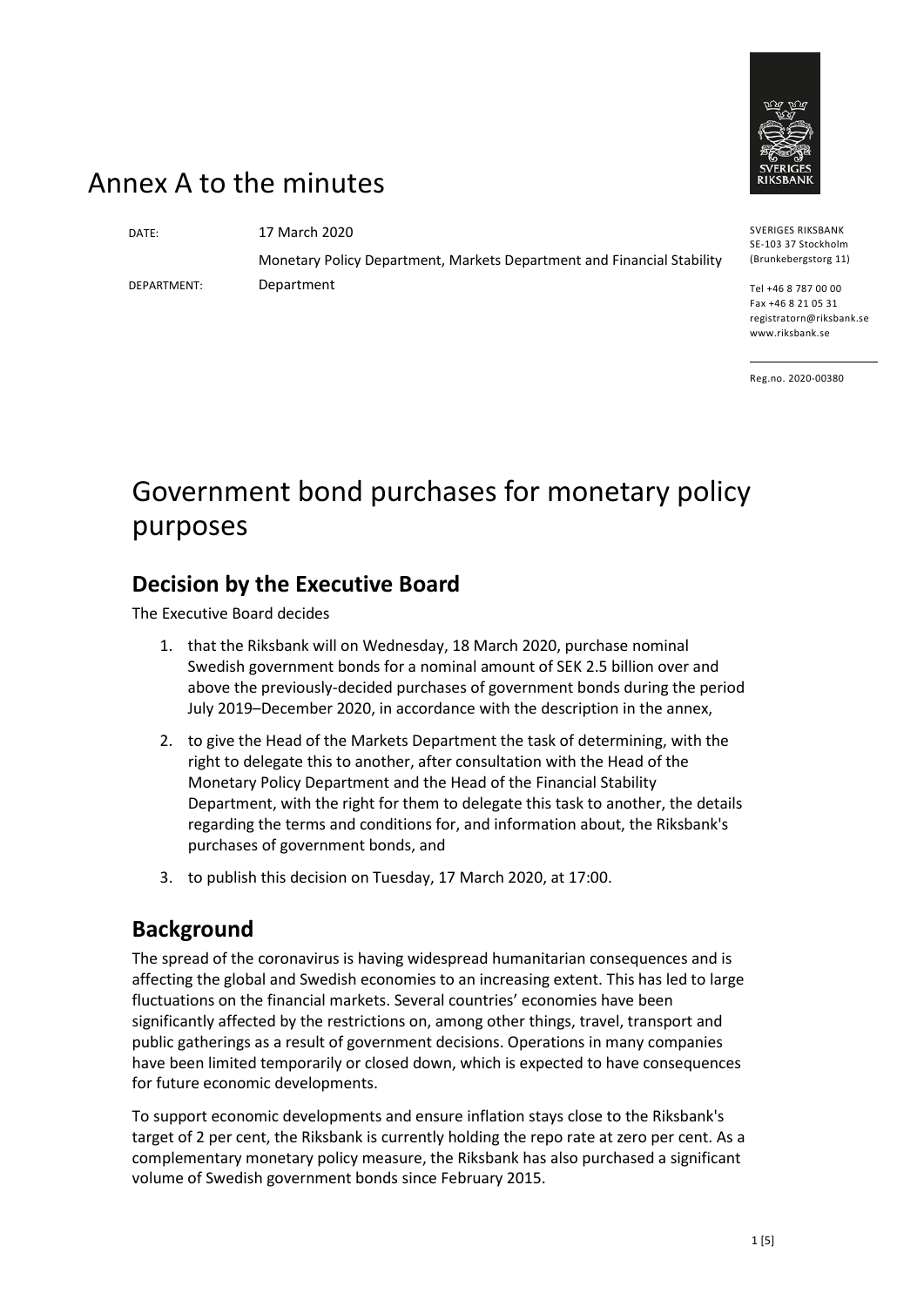# Annex A to the minutes

DATE: 17 March 2020

DEPARTMENT: Monetary Policy Department, Markets Department and Financial Stability Department

SVERIGES RIKSBANK
SE-103 37 Stockholm
(Brunkebergstorg 11)

Tel +46 8 787 00 00
Fax +46 8 21 05 31
registratorn@riksbank.se
www.riksbank.se

Reg.no. 2020-00380

# Government bond purchases for monetary policy purposes

## Decision by the Executive Board

The Executive Board decides

1. that the Riksbank will on Wednesday, 18 March 2020, purchase nominal Swedish government bonds for a nominal amount of SEK 2.5 billion over and above the previously-decided purchases of government bonds during the period July 2019–December 2020, in accordance with the description in the annex,
2. to give the Head of the Markets Department the task of determining, with the right to delegate this to another, after consultation with the Head of the Monetary Policy Department and the Head of the Financial Stability Department, with the right for them to delegate this task to another, the details regarding the terms and conditions for, and information about, the Riksbank's purchases of government bonds, and
3. to publish this decision on Tuesday, 17 March 2020, at 17:00.

## Background

The spread of the coronavirus is having widespread humanitarian consequences and is affecting the global and Swedish economies to an increasing extent. This has led to large fluctuations on the financial markets. Several countries' economies have been significantly affected by the restrictions on, among other things, travel, transport and public gatherings as a result of government decisions. Operations in many companies have been limited temporarily or closed down, which is expected to have consequences for future economic developments.

To support economic developments and ensure inflation stays close to the Riksbank's target of 2 per cent, the Riksbank is currently holding the repo rate at zero per cent. As a complementary monetary policy measure, the Riksbank has also purchased a significant volume of Swedish government bonds since February 2015.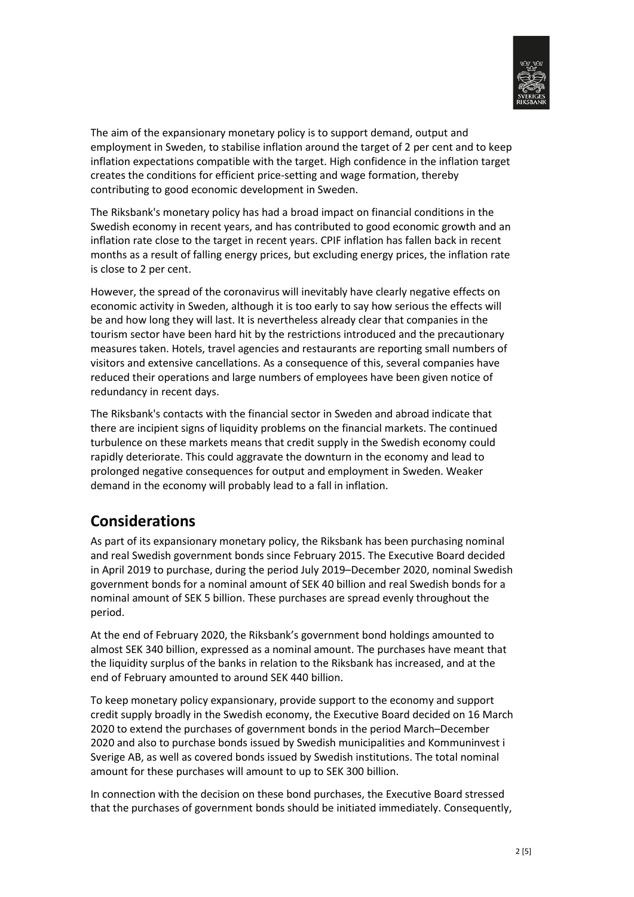The aim of the expansionary monetary policy is to support demand, output and employment in Sweden, to stabilise inflation around the target of 2 per cent and to keep inflation expectations compatible with the target. High confidence in the inflation target creates the conditions for efficient price-setting and wage formation, thereby contributing to good economic development in Sweden.

The Riksbank's monetary policy has had a broad impact on financial conditions in the Swedish economy in recent years, and has contributed to good economic growth and an inflation rate close to the target in recent years. CPIF inflation has fallen back in recent months as a result of falling energy prices, but excluding energy prices, the inflation rate is close to 2 per cent.

However, the spread of the coronavirus will inevitably have clearly negative effects on economic activity in Sweden, although it is too early to say how serious the effects will be and how long they will last. It is nevertheless already clear that companies in the tourism sector have been hard hit by the restrictions introduced and the precautionary measures taken. Hotels, travel agencies and restaurants are reporting small numbers of visitors and extensive cancellations. As a consequence of this, several companies have reduced their operations and large numbers of employees have been given notice of redundancy in recent days.

The Riksbank's contacts with the financial sector in Sweden and abroad indicate that there are incipient signs of liquidity problems on the financial markets. The continued turbulence on these markets means that credit supply in the Swedish economy could rapidly deteriorate. This could aggravate the downturn in the economy and lead to prolonged negative consequences for output and employment in Sweden. Weaker demand in the economy will probably lead to a fall in inflation.

## Considerations

As part of its expansionary monetary policy, the Riksbank has been purchasing nominal and real Swedish government bonds since February 2015. The Executive Board decided in April 2019 to purchase, during the period July 2019–December 2020, nominal Swedish government bonds for a nominal amount of SEK 40 billion and real Swedish bonds for a nominal amount of SEK 5 billion. These purchases are spread evenly throughout the period.

At the end of February 2020, the Riksbank's government bond holdings amounted to almost SEK 340 billion, expressed as a nominal amount. The purchases have meant that the liquidity surplus of the banks in relation to the Riksbank has increased, and at the end of February amounted to around SEK 440 billion.

To keep monetary policy expansionary, provide support to the economy and support credit supply broadly in the Swedish economy, the Executive Board decided on 16 March 2020 to extend the purchases of government bonds in the period March–December 2020 and also to purchase bonds issued by Swedish municipalities and Kommuninvest i Sverige AB, as well as covered bonds issued by Swedish institutions. The total nominal amount for these purchases will amount to up to SEK 300 billion.

In connection with the decision on these bond purchases, the Executive Board stressed that the purchases of government bonds should be initiated immediately. Consequently,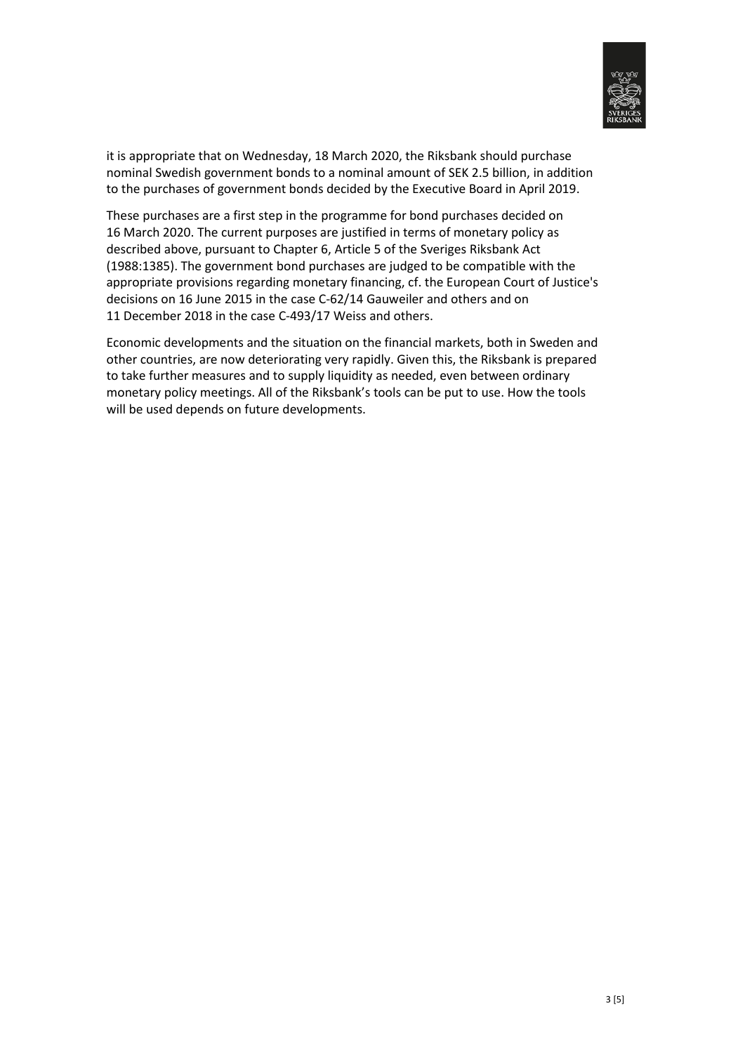it is appropriate that on Wednesday, 18 March 2020, the Riksbank should purchase nominal Swedish government bonds to a nominal amount of SEK 2.5 billion, in addition to the purchases of government bonds decided by the Executive Board in April 2019.

These purchases are a first step in the programme for bond purchases decided on 16 March 2020. The current purposes are justified in terms of monetary policy as described above, pursuant to Chapter 6, Article 5 of the Sveriges Riksbank Act (1988:1385). The government bond purchases are judged to be compatible with the appropriate provisions regarding monetary financing, cf. the European Court of Justice's decisions on 16 June 2015 in the case C-62/14 Gauweiler and others and on 11 December 2018 in the case C-493/17 Weiss and others.

Economic developments and the situation on the financial markets, both in Sweden and other countries, are now deteriorating very rapidly. Given this, the Riksbank is prepared to take further measures and to supply liquidity as needed, even between ordinary monetary policy meetings. All of the Riksbank's tools can be put to use. How the tools will be used depends on future developments.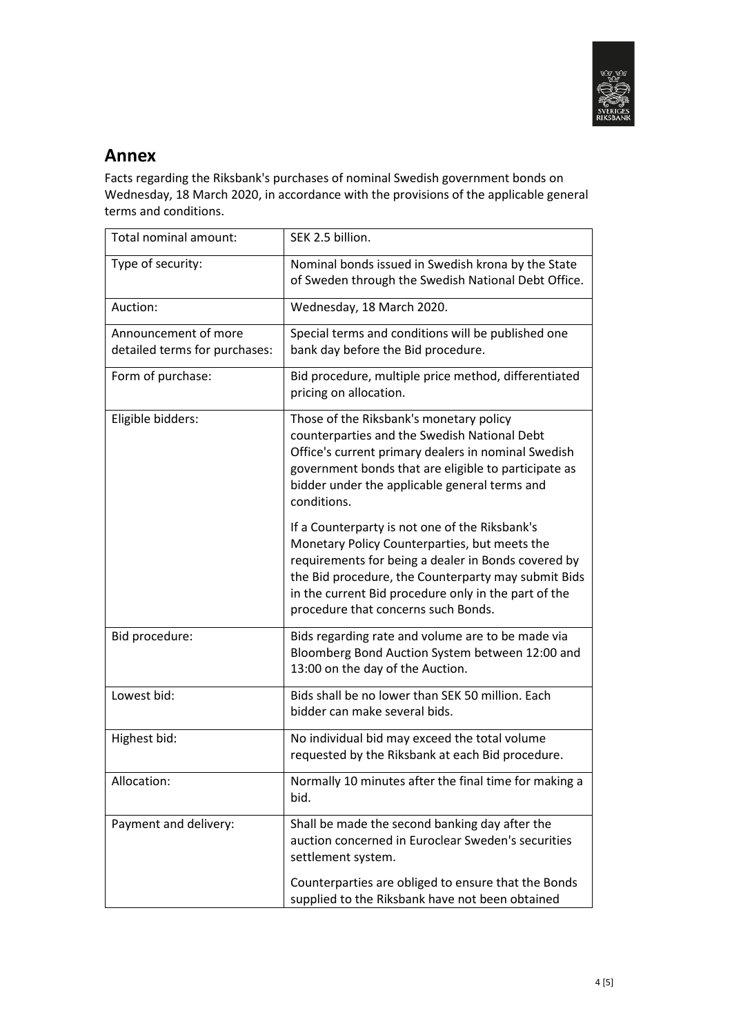## Annex

Facts regarding the Riksbank's purchases of nominal Swedish government bonds on Wednesday, 18 March 2020, in accordance with the provisions of the applicable general terms and conditions.

| | |
|---|---|
| Total nominal amount: | SEK 2.5 billion. |
| Type of security: | Nominal bonds issued in Swedish krona by the State of Sweden through the Swedish National Debt Office. |
| Auction: | Wednesday, 18 March 2020. |
| Announcement of more detailed terms for purchases: | Special terms and conditions will be published one bank day before the Bid procedure. |
| Form of purchase: | Bid procedure, multiple price method, differentiated pricing on allocation. |
| Eligible bidders: | Those of the Riksbank's monetary policy counterparties and the Swedish National Debt Office's current primary dealers in nominal Swedish government bonds that are eligible to participate as bidder under the applicable general terms and conditions.<br><br>If a Counterparty is not one of the Riksbank's Monetary Policy Counterparties, but meets the requirements for being a dealer in Bonds covered by the Bid procedure, the Counterparty may submit Bids in the current Bid procedure only in the part of the procedure that concerns such Bonds. |
| Bid procedure: | Bids regarding rate and volume are to be made via Bloomberg Bond Auction System between 12:00 and 13:00 on the day of the Auction. |
| Lowest bid: | Bids shall be no lower than SEK 50 million. Each bidder can make several bids. |
| Highest bid: | No individual bid may exceed the total volume requested by the Riksbank at each Bid procedure. |
| Allocation: | Normally 10 minutes after the final time for making a bid. |
| Payment and delivery: | Shall be made the second banking day after the auction concerned in Euroclear Sweden's securities settlement system.<br><br>Counterparties are obliged to ensure that the Bonds supplied to the Riksbank have not been obtained |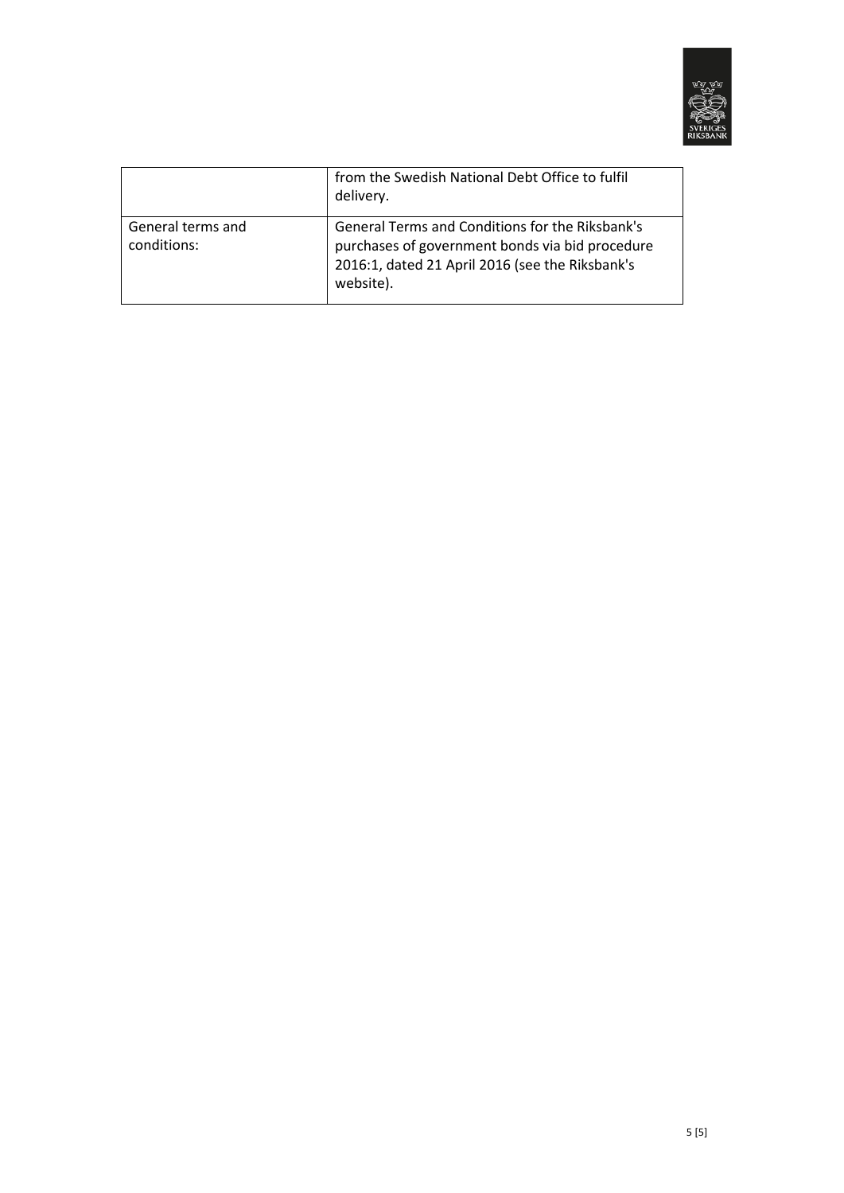| | |
|---|---|
| | from the Swedish National Debt Office to fulfil delivery. |
| General terms and conditions: | General Terms and Conditions for the Riksbank's purchases of government bonds via bid procedure 2016:1, dated 21 April 2016 (see the Riksbank's website). |